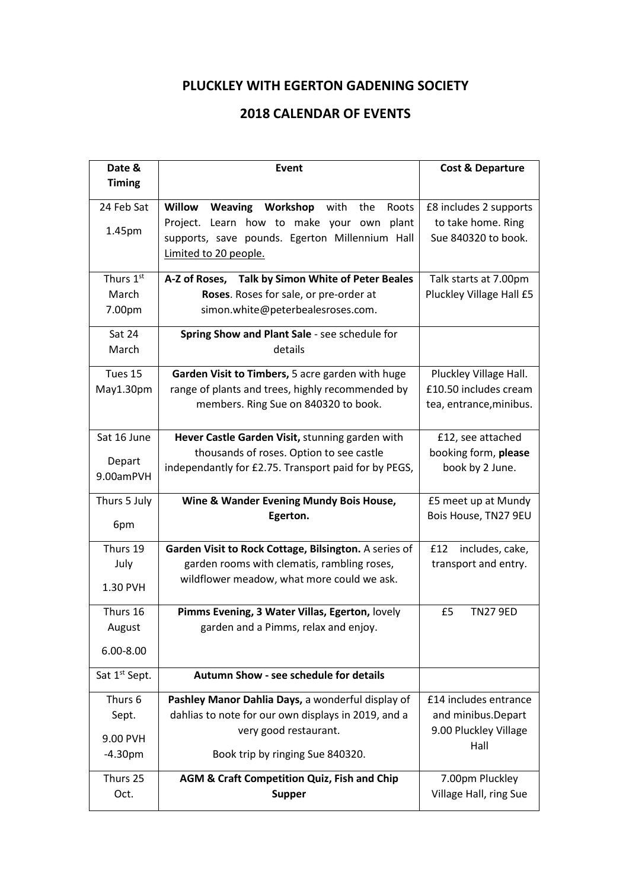# PLUCKLEY WITH EGERTON GADENING SOCIETY

## 2018 CALENDAR OF EVENTS

| Date & Timing | Event | Cost & Departure |
|---|---|---|
| 24 Feb Sat<br>1.45pm | **Willow Weaving Workshop** with the Roots Project. Learn how to make your own plant supports, save pounds. Egerton Millennium Hall Limited to 20 people. | £8 includes 2 supports to take home. Ring Sue 840320 to book. |
| Thurs 1st March<br>7.00pm | **A-Z of Roses, Talk by Simon White of Peter Beales Roses**. Roses for sale, or pre-order at simon.white@peterbealesroses.com. | Talk starts at 7.00pm Pluckley Village Hall £5 |
| Sat 24 March | **Spring Show and Plant Sale** - see schedule for details | |
| Tues 15 May1.30pm | **Garden Visit to Timbers,** 5 acre garden with huge range of plants and trees, highly recommended by members. Ring Sue on 840320 to book. | Pluckley Village Hall. £10.50 includes cream tea, entrance,minibus. |
| Sat 16 June<br>Depart 9.00amPVH | **Hever Castle Garden Visit,** stunning garden with thousands of roses. Option to see castle independantly for £2.75. Transport paid for by PEGS, | £12, see attached booking form, **please** book by 2 June. |
| Thurs 5 July<br>6pm | **Wine & Wander Evening Mundy Bois House, Egerton.** | £5 meet up at Mundy Bois House, TN27 9EU |
| Thurs 19 July<br>1.30 PVH | **Garden Visit to Rock Cottage, Bilsington.** A series of garden rooms with clematis, rambling roses, wildflower meadow, what more could we ask. | £12 includes, cake, transport and entry. |
| Thurs 16 August<br>6.00-8.00 | **Pimms Evening, 3 Water Villas, Egerton,** lovely garden and a Pimms, relax and enjoy. | £5 TN27 9ED |
| Sat 1st Sept. | **Autumn Show - see schedule for details** | |
| Thurs 6 Sept.<br>9.00 PVH -4.30pm | **Pashley Manor Dahlia Days,** a wonderful display of dahlias to note for our own displays in 2019, and a very good restaurant.<br>Book trip by ringing Sue 840320. | £14 includes entrance and minibus.Depart 9.00 Pluckley Village Hall |
| Thurs 25 Oct. | **AGM & Craft Competition Quiz, Fish and Chip Supper** | 7.00pm Pluckley Village Hall, ring Sue |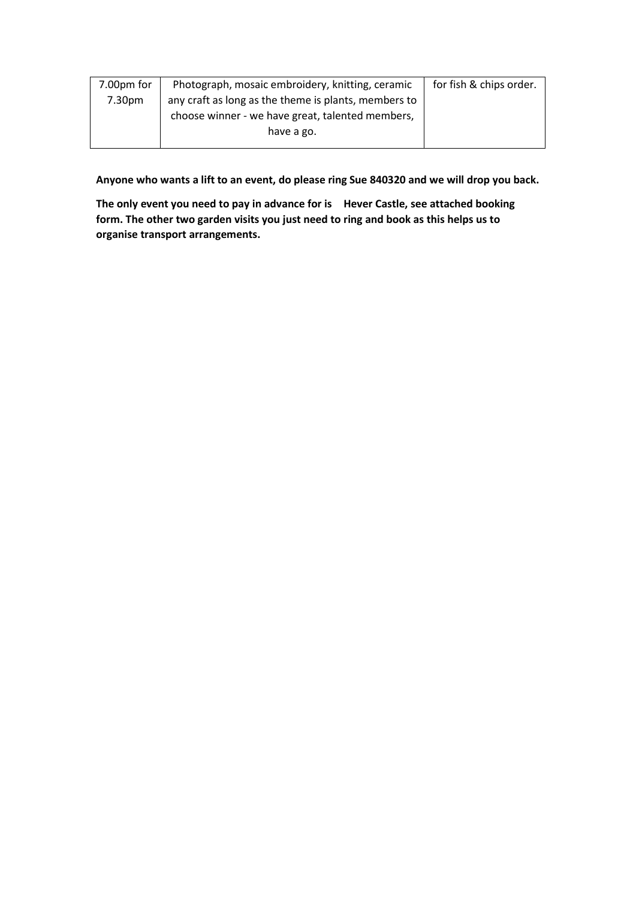| | | |
|---|---|---|
| 7.00pm for 7.30pm | Photograph, mosaic embroidery, knitting, ceramic any craft as long as the theme is plants, members to choose winner - we have great, talented members, have a go. | for fish & chips order. |

**Anyone who wants a lift to an event, do please ring Sue 840320 and we will drop you back.**

**The only event you need to pay in advance for is Hever Castle, see attached booking form. The other two garden visits you just need to ring and book as this helps us to organise transport arrangements.**